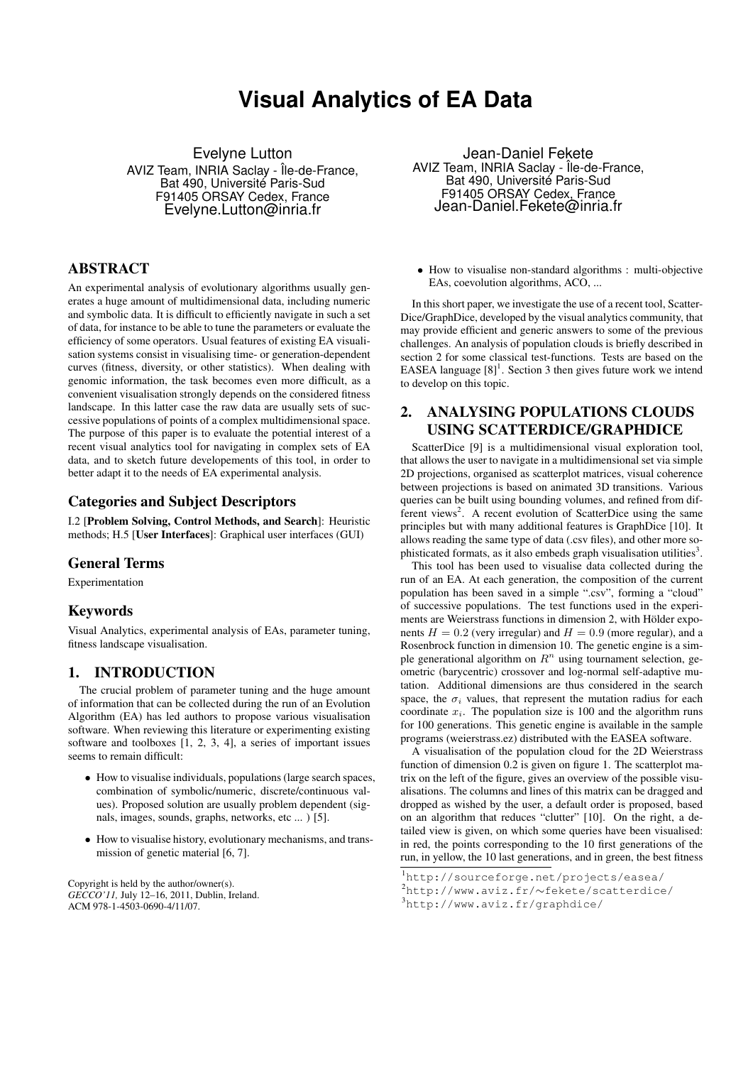# Visual Analytics of EA Data

Evelyne Lutton
AVIZ Team, INRIA Saclay - Île-de-France,
Bat 490, Université Paris-Sud
F91405 ORSAY Cedex, France
Evelyne.Lutton@inria.fr

Jean-Daniel Fekete
AVIZ Team, INRIA Saclay - Île-de-France,
Bat 490, Université Paris-Sud
F91405 ORSAY Cedex, France
Jean-Daniel.Fekete@inria.fr

## ABSTRACT

An experimental analysis of evolutionary algorithms usually generates a huge amount of multidimensional data, including numeric and symbolic data. It is difficult to efficiently navigate in such a set of data, for instance to be able to tune the parameters or evaluate the efficiency of some operators. Usual features of existing EA visualisation systems consist in visualising time- or generation-dependent curves (fitness, diversity, or other statistics). When dealing with genomic information, the task becomes even more difficult, as a convenient visualisation strongly depends on the considered fitness landscape. In this latter case the raw data are usually sets of successive populations of points of a complex multidimensional space. The purpose of this paper is to evaluate the potential interest of a recent visual analytics tool for navigating in complex sets of EA data, and to sketch future developements of this tool, in order to better adapt it to the needs of EA experimental analysis.

### Categories and Subject Descriptors

I.2 [**Problem Solving, Control Methods, and Search**]: Heuristic methods; H.5 [**User Interfaces**]: Graphical user interfaces (GUI)

### General Terms

Experimentation

### Keywords

Visual Analytics, experimental analysis of EAs, parameter tuning, fitness landscape visualisation.

## 1. INTRODUCTION

The crucial problem of parameter tuning and the huge amount of information that can be collected during the run of an Evolution Algorithm (EA) has led authors to propose various visualisation software. When reviewing this literature or experimenting existing software and toolboxes [1, 2, 3, 4], a series of important issues seems to remain difficult:

- How to visualise individuals, populations (large search spaces, combination of symbolic/numeric, discrete/continuous values). Proposed solution are usually problem dependent (signals, images, sounds, graphs, networks, etc ... ) [5].
- How to visualise history, evolutionary mechanisms, and transmission of genetic material [6, 7].
- How to visualise non-standard algorithms : multi-objective EAs, coevolution algorithms, ACO, ...

Copyright is held by the author/owner(s).
*GECCO'11,* July 12–16, 2011, Dublin, Ireland.
ACM 978-1-4503-0690-4/11/07.

In this short paper, we investigate the use of a recent tool, ScatterDice/GraphDice, developed by the visual analytics community, that may provide efficient and generic answers to some of the previous challenges. An analysis of population clouds is briefly described in section 2 for some classical test-functions. Tests are based on the EASEA language [8][1]. Section 3 then gives future work we intend to develop on this topic.

## 2. ANALYSING POPULATIONS CLOUDS USING SCATTERDICE/GRAPHDICE

ScatterDice [9] is a multidimensional visual exploration tool, that allows the user to navigate in a multidimensional set via simple 2D projections, organised as scatterplot matrices, visual coherence between projections is based on animated 3D transitions. Various queries can be built using bounding volumes, and refined from different views[2]. A recent evolution of ScatterDice using the same principles but with many additional features is GraphDice [10]. It allows reading the same type of data (.csv files), and other more sophisticated formats, as it also embeds graph visualisation utilities[3].

This tool has been used to visualise data collected during the run of an EA. At each generation, the composition of the current population has been saved in a simple ".csv", forming a "cloud" of successive populations. The test functions used in the experiments are Weierstrass functions in dimension 2, with Hölder exponents $H = 0.2$ (very irregular) and $H = 0.9$ (more regular), and a Rosenbrock function in dimension 10. The genetic engine is a simple generational algorithm on $R^n$ using tournament selection, geometric (barycentric) crossover and log-normal self-adaptive mutation. Additional dimensions are thus considered in the search space, the $\sigma_i$ values, that represent the mutation radius for each coordinate $x_i$. The population size is 100 and the algorithm runs for 100 generations. This genetic engine is available in the sample programs (weierstrass.ez) distributed with the EASEA software.

A visualisation of the population cloud for the 2D Weierstrass function of dimension 0.2 is given on figure 1. The scatterplot matrix on the left of the figure, gives an overview of the possible visualisations. The columns and lines of this matrix can be dragged and dropped as wished by the user, a default order is proposed, based on an algorithm that reduces "clutter" [10]. On the right, a detailed view is given, on which some queries have been visualised: in red, the points corresponding to the 10 first generations of the run, in yellow, the 10 last generations, and in green, the best fitness

[1] http://sourceforge.net/projects/easea/

[2] http://www.aviz.fr/∼fekete/scatterdice/

[3] http://www.aviz.fr/graphdice/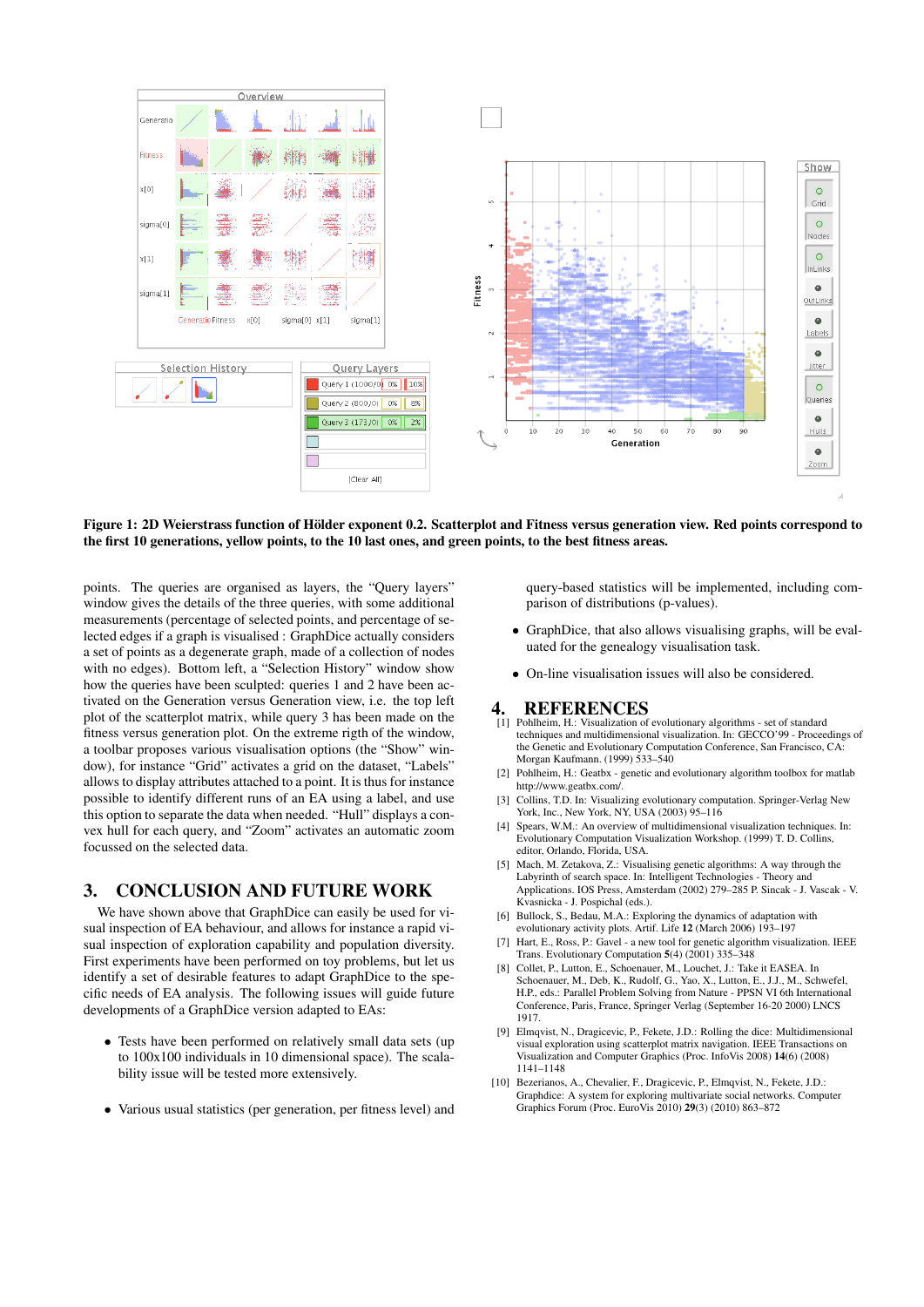Overview

Generatio
Fitness
x[0]
sigma[0]
x[1]
sigma[1]
Generatio Fitness x[0] sigma[0] x[1] sigma[1]

Selection History

Query Layers
Query 1 (1000/0) 0% 10%
Query 2 (800/0) 0% 8%
Query 3 (173/0) 0% 2%
[Clear All]

Fitness
1
2
3
4
5
0 10 20 30 40 50 60 70 80 90
Generation

Show
Grid
Nodes
InLinks
OutLinks
Labels
Jitter
Queries
Hulls
Zoom

**Figure 1: 2D Weierstrass function of Hölder exponent 0.2. Scatterplot and Fitness versus generation view. Red points correspond to the first 10 generations, yellow points, to the 10 last ones, and green points, to the best fitness areas.**

points. The queries are organised as layers, the "Query layers" window gives the details of the three queries, with some additional measurements (percentage of selected points, and percentage of selected edges if a graph is visualised : GraphDice actually considers a set of points as a degenerate graph, made of a collection of nodes with no edges). Bottom left, a "Selection History" window show how the queries have been sculpted: queries 1 and 2 have been activated on the Generation versus Generation view, i.e. the top left plot of the scatterplot matrix, while query 3 has been made on the fitness versus generation plot. On the extreme rigth of the window, a toolbar proposes various visualisation options (the "Show" window), for instance "Grid" activates a grid on the dataset, "Labels" allows to display attributes attached to a point. It is thus for instance possible to identify different runs of an EA using a label, and use this option to separate the data when needed. "Hull" displays a convex hull for each query, and "Zoom" activates an automatic zoom focussed on the selected data.

## 3. CONCLUSION AND FUTURE WORK

We have shown above that GraphDice can easily be used for visual inspection of EA behaviour, and allows for instance a rapid visual inspection of exploration capability and population diversity. First experiments have been performed on toy problems, but let us identify a set of desirable features to adapt GraphDice to the specific needs of EA analysis. The following issues will guide future developments of a GraphDice version adapted to EAs:

- Tests have been performed on relatively small data sets (up to 100x100 individuals in 10 dimensional space). The scalability issue will be tested more extensively.
- Various usual statistics (per generation, per fitness level) and query-based statistics will be implemented, including comparison of distributions (p-values).
- GraphDice, that also allows visualising graphs, will be evaluated for the genealogy visualisation task.
- On-line visualisation issues will also be considered.

## 4. REFERENCES

[1] Pohlheim, H.: Visualization of evolutionary algorithms - set of standard techniques and multidimensional visualization. In: GECCO'99 - Proceedings of the Genetic and Evolutionary Computation Conference, San Francisco, CA: Morgan Kaufmann. (1999) 533–540

[2] Pohlheim, H.: Geatbx - genetic and evolutionary algorithm toolbox for matlab http://www.geatbx.com/.

[3] Collins, T.D. In: Visualizing evolutionary computation. Springer-Verlag New York, Inc., New York, NY, USA (2003) 95–116

[4] Spears, W.M.: An overview of multidimensional visualization techniques. In: Evolutionary Computation Visualization Workshop. (1999) T. D. Collins, editor, Orlando, Florida, USA.

[5] Mach, M. Zetakova, Z.: Visualising genetic algorithms: A way through the Labyrinth of search space. In: Intelligent Technologies - Theory and Applications. IOS Press, Amsterdam (2002) 279–285 P. Sincak - J. Vascak - V. Kvasnicka - J. Pospichal (eds.).

[6] Bullock, S., Bedau, M.A.: Exploring the dynamics of adaptation with evolutionary activity plots. Artif. Life **12** (March 2006) 193–197

[7] Hart, E., Ross, P.: Gavel - a new tool for genetic algorithm visualization. IEEE Trans. Evolutionary Computation **5**(4) (2001) 335–348

[8] Collet, P., Lutton, E., Schoenauer, M., Louchet, J.: Take it EASEA. In Schoenauer, M., Deb, K., Rudolf, G., Yao, X., Lutton, E., J.J., M., Schwefel, H.P., eds.: Parallel Problem Solving from Nature - PPSN VI 6th International Conference, Paris, France, Springer Verlag (September 16-20 2000) LNCS 1917.

[9] Elmqvist, N., Dragicevic, P., Fekete, J.D.: Rolling the dice: Multidimensional visual exploration using scatterplot matrix navigation. IEEE Transactions on Visualization and Computer Graphics (Proc. InfoVis 2008) **14**(6) (2008) 1141–1148

[10] Bezerianos, A., Chevalier, F., Dragicevic, P., Elmqvist, N., Fekete, J.D.: Graphdice: A system for exploring multivariate social networks. Computer Graphics Forum (Proc. EuroVis 2010) **29**(3) (2010) 863–872